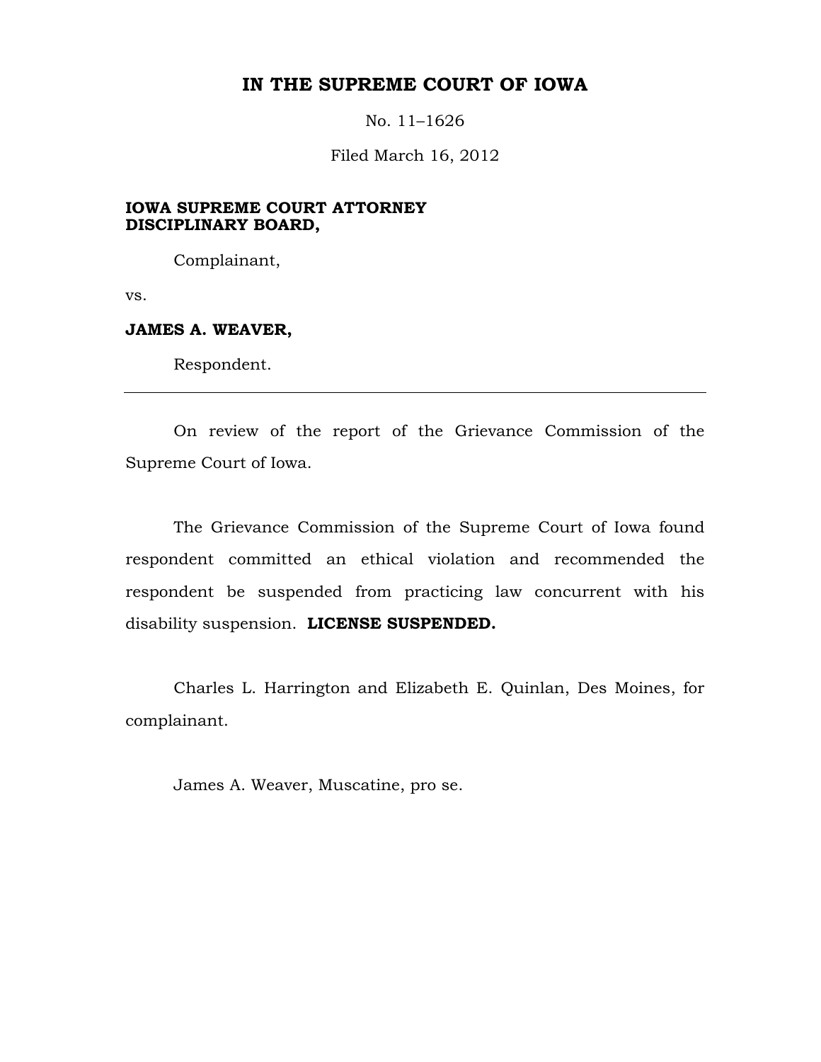# IN THE SUPREME COURT OF IOWA

No. 11–1626

Filed March 16, 2012

**IOWA SUPREME COURT ATTORNEY DISCIPLINARY BOARD,**

Complainant,

vs.

**JAMES A. WEAVER,**

Respondent.

---

On review of the report of the Grievance Commission of the Supreme Court of Iowa.

The Grievance Commission of the Supreme Court of Iowa found respondent committed an ethical violation and recommended the respondent be suspended from practicing law concurrent with his disability suspension. **LICENSE SUSPENDED.**

Charles L. Harrington and Elizabeth E. Quinlan, Des Moines, for complainant.

James A. Weaver, Muscatine, pro se.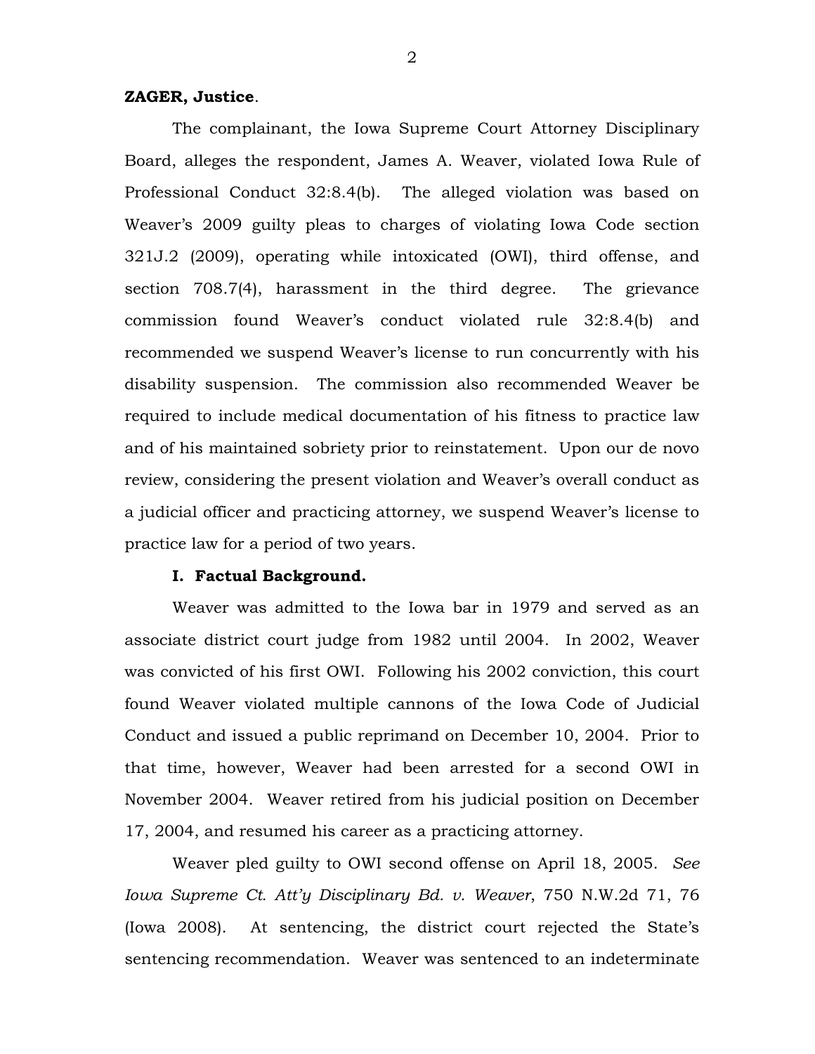**ZAGER, Justice**.

The complainant, the Iowa Supreme Court Attorney Disciplinary Board, alleges the respondent, James A. Weaver, violated Iowa Rule of Professional Conduct 32:8.4(b). The alleged violation was based on Weaver's 2009 guilty pleas to charges of violating Iowa Code section 321J.2 (2009), operating while intoxicated (OWI), third offense, and section 708.7(4), harassment in the third degree. The grievance commission found Weaver's conduct violated rule 32:8.4(b) and recommended we suspend Weaver's license to run concurrently with his disability suspension. The commission also recommended Weaver be required to include medical documentation of his fitness to practice law and of his maintained sobriety prior to reinstatement. Upon our de novo review, considering the present violation and Weaver's overall conduct as a judicial officer and practicing attorney, we suspend Weaver's license to practice law for a period of two years.

**I. Factual Background.**

Weaver was admitted to the Iowa bar in 1979 and served as an associate district court judge from 1982 until 2004. In 2002, Weaver was convicted of his first OWI. Following his 2002 conviction, this court found Weaver violated multiple cannons of the Iowa Code of Judicial Conduct and issued a public reprimand on December 10, 2004. Prior to that time, however, Weaver had been arrested for a second OWI in November 2004. Weaver retired from his judicial position on December 17, 2004, and resumed his career as a practicing attorney.

Weaver pled guilty to OWI second offense on April 18, 2005. *See Iowa Supreme Ct. Att'y Disciplinary Bd. v. Weaver*, 750 N.W.2d 71, 76 (Iowa 2008). At sentencing, the district court rejected the State's sentencing recommendation. Weaver was sentenced to an indeterminate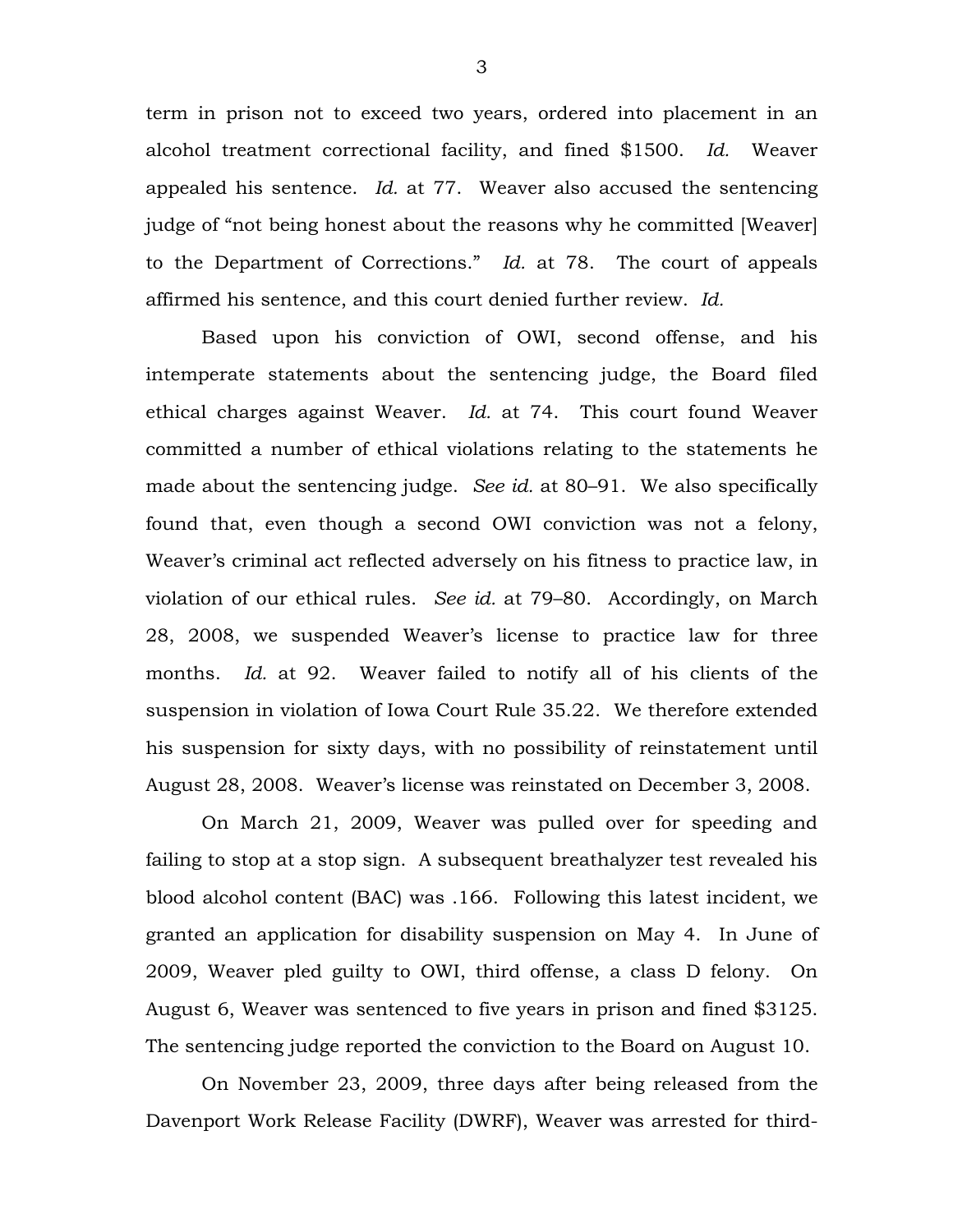term in prison not to exceed two years, ordered into placement in an alcohol treatment correctional facility, and fined $1500. *Id.* Weaver appealed his sentence. *Id.* at 77. Weaver also accused the sentencing judge of "not being honest about the reasons why he committed [Weaver] to the Department of Corrections." *Id.* at 78. The court of appeals affirmed his sentence, and this court denied further review. *Id.*

Based upon his conviction of OWI, second offense, and his intemperate statements about the sentencing judge, the Board filed ethical charges against Weaver. *Id.* at 74. This court found Weaver committed a number of ethical violations relating to the statements he made about the sentencing judge. *See id.* at 80–91. We also specifically found that, even though a second OWI conviction was not a felony, Weaver's criminal act reflected adversely on his fitness to practice law, in violation of our ethical rules. *See id.* at 79–80. Accordingly, on March 28, 2008, we suspended Weaver's license to practice law for three months. *Id.* at 92. Weaver failed to notify all of his clients of the suspension in violation of Iowa Court Rule 35.22. We therefore extended his suspension for sixty days, with no possibility of reinstatement until August 28, 2008. Weaver's license was reinstated on December 3, 2008.

On March 21, 2009, Weaver was pulled over for speeding and failing to stop at a stop sign. A subsequent breathalyzer test revealed his blood alcohol content (BAC) was .166. Following this latest incident, we granted an application for disability suspension on May 4. In June of 2009, Weaver pled guilty to OWI, third offense, a class D felony. On August 6, Weaver was sentenced to five years in prison and fined $3125. The sentencing judge reported the conviction to the Board on August 10.

On November 23, 2009, three days after being released from the Davenport Work Release Facility (DWRF), Weaver was arrested for third-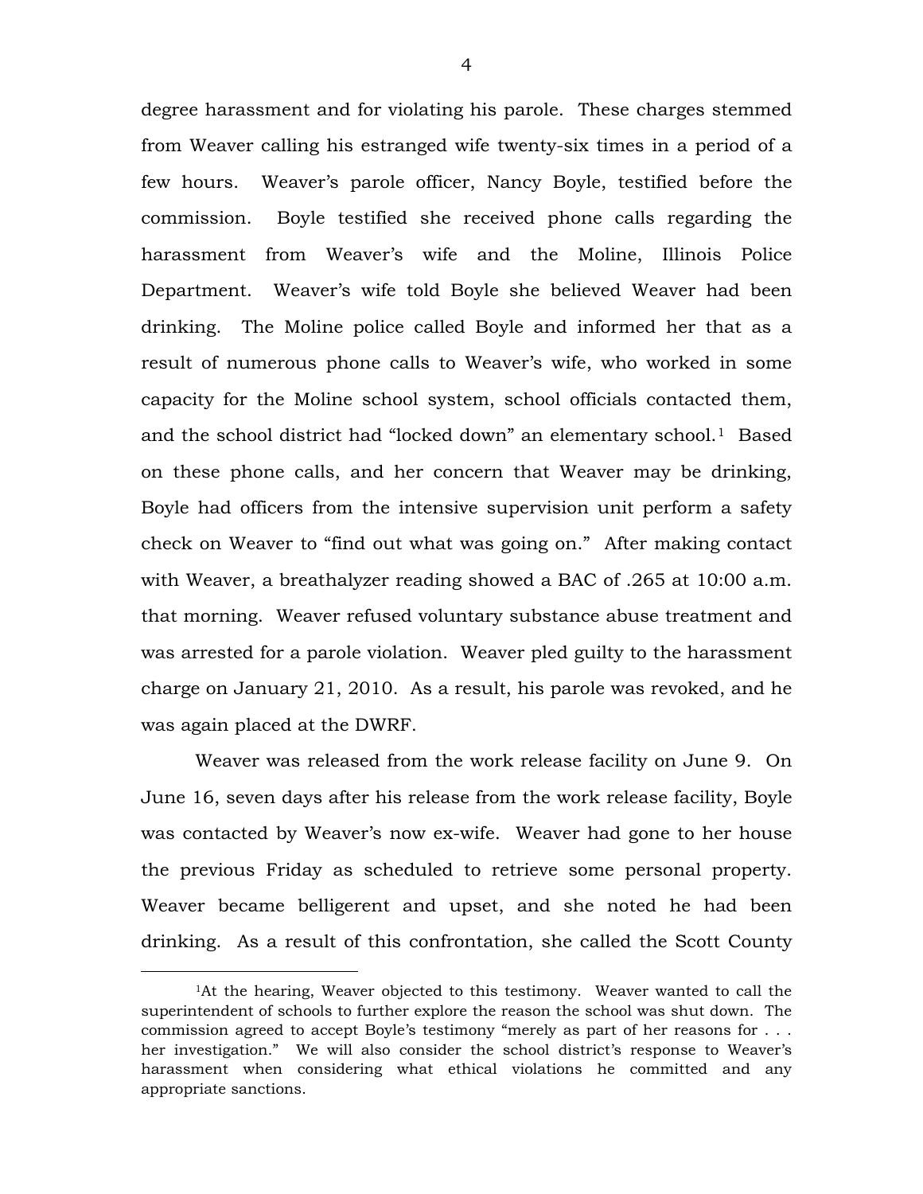degree harassment and for violating his parole. These charges stemmed from Weaver calling his estranged wife twenty-six times in a period of a few hours. Weaver's parole officer, Nancy Boyle, testified before the commission. Boyle testified she received phone calls regarding the harassment from Weaver's wife and the Moline, Illinois Police Department. Weaver's wife told Boyle she believed Weaver had been drinking. The Moline police called Boyle and informed her that as a result of numerous phone calls to Weaver's wife, who worked in some capacity for the Moline school system, school officials contacted them, and the school district had "locked down" an elementary school.[1] Based on these phone calls, and her concern that Weaver may be drinking, Boyle had officers from the intensive supervision unit perform a safety check on Weaver to "find out what was going on." After making contact with Weaver, a breathalyzer reading showed a BAC of .265 at 10:00 a.m. that morning. Weaver refused voluntary substance abuse treatment and was arrested for a parole violation. Weaver pled guilty to the harassment charge on January 21, 2010. As a result, his parole was revoked, and he was again placed at the DWRF.

Weaver was released from the work release facility on June 9. On June 16, seven days after his release from the work release facility, Boyle was contacted by Weaver's now ex-wife. Weaver had gone to her house the previous Friday as scheduled to retrieve some personal property. Weaver became belligerent and upset, and she noted he had been drinking. As a result of this confrontation, she called the Scott County

---

[1]At the hearing, Weaver objected to this testimony. Weaver wanted to call the superintendent of schools to further explore the reason the school was shut down. The commission agreed to accept Boyle's testimony "merely as part of her reasons for . . . her investigation." We will also consider the school district's response to Weaver's harassment when considering what ethical violations he committed and any appropriate sanctions.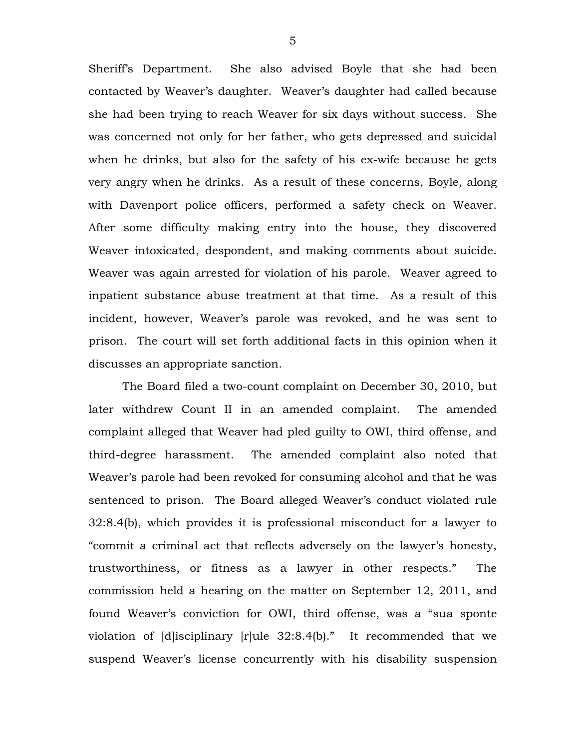Sheriff's Department. She also advised Boyle that she had been contacted by Weaver's daughter. Weaver's daughter had called because she had been trying to reach Weaver for six days without success. She was concerned not only for her father, who gets depressed and suicidal when he drinks, but also for the safety of his ex-wife because he gets very angry when he drinks. As a result of these concerns, Boyle, along with Davenport police officers, performed a safety check on Weaver. After some difficulty making entry into the house, they discovered Weaver intoxicated, despondent, and making comments about suicide. Weaver was again arrested for violation of his parole. Weaver agreed to inpatient substance abuse treatment at that time. As a result of this incident, however, Weaver's parole was revoked, and he was sent to prison. The court will set forth additional facts in this opinion when it discusses an appropriate sanction.

The Board filed a two-count complaint on December 30, 2010, but later withdrew Count II in an amended complaint. The amended complaint alleged that Weaver had pled guilty to OWI, third offense, and third-degree harassment. The amended complaint also noted that Weaver's parole had been revoked for consuming alcohol and that he was sentenced to prison. The Board alleged Weaver's conduct violated rule 32:8.4(b), which provides it is professional misconduct for a lawyer to "commit a criminal act that reflects adversely on the lawyer's honesty, trustworthiness, or fitness as a lawyer in other respects." The commission held a hearing on the matter on September 12, 2011, and found Weaver's conviction for OWI, third offense, was a "sua sponte violation of [d]isciplinary [r]ule 32:8.4(b)." It recommended that we suspend Weaver's license concurrently with his disability suspension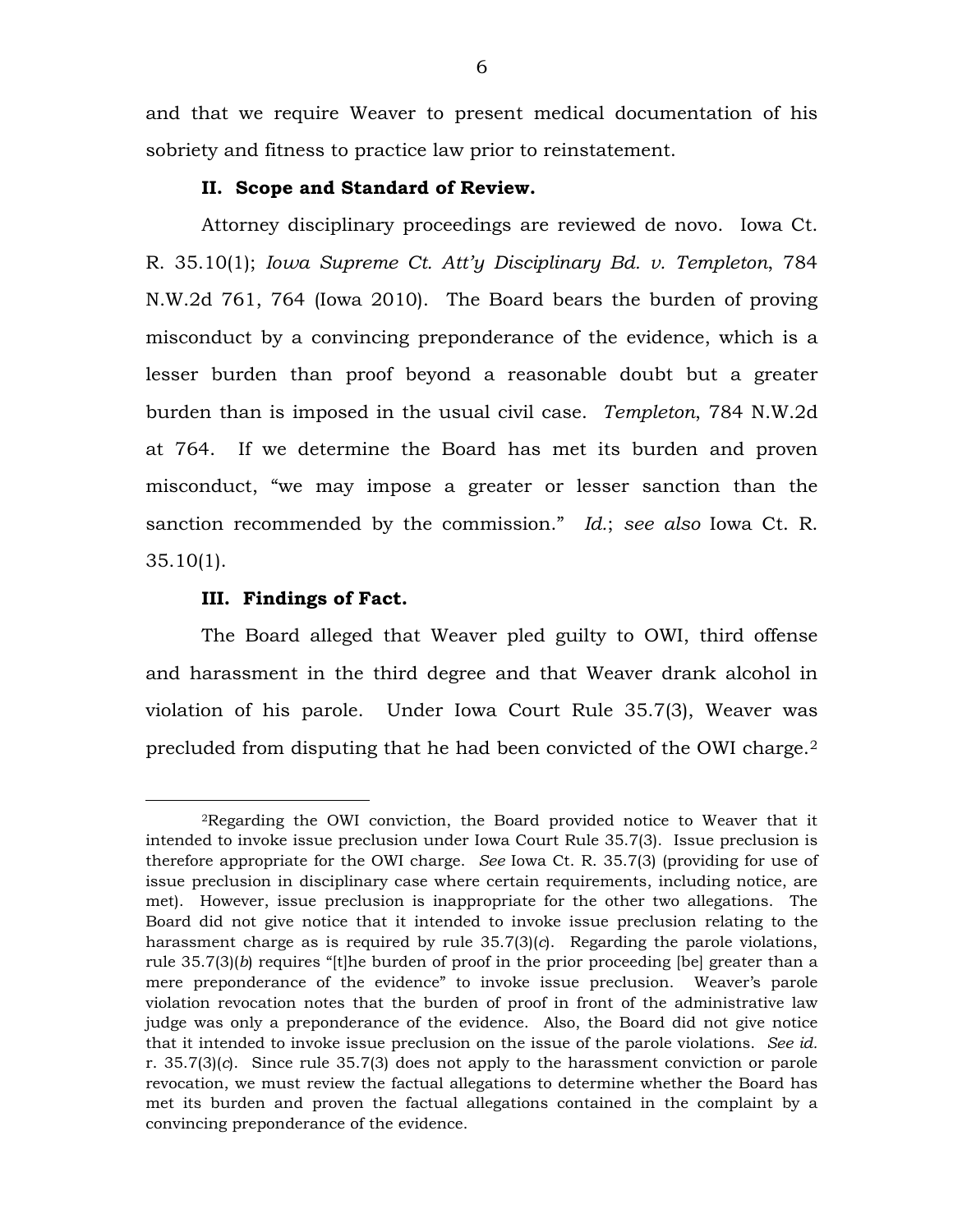and that we require Weaver to present medical documentation of his sobriety and fitness to practice law prior to reinstatement.

## II. Scope and Standard of Review.

Attorney disciplinary proceedings are reviewed de novo. Iowa Ct. R. 35.10(1); *Iowa Supreme Ct. Att'y Disciplinary Bd. v. Templeton*, 784 N.W.2d 761, 764 (Iowa 2010). The Board bears the burden of proving misconduct by a convincing preponderance of the evidence, which is a lesser burden than proof beyond a reasonable doubt but a greater burden than is imposed in the usual civil case. *Templeton*, 784 N.W.2d at 764. If we determine the Board has met its burden and proven misconduct, "we may impose a greater or lesser sanction than the sanction recommended by the commission." *Id.*; *see also* Iowa Ct. R. 35.10(1).

## III. Findings of Fact.

The Board alleged that Weaver pled guilty to OWI, third offense and harassment in the third degree and that Weaver drank alcohol in violation of his parole. Under Iowa Court Rule 35.7(3), Weaver was precluded from disputing that he had been convicted of the OWI charge.[2]

---

[2]Regarding the OWI conviction, the Board provided notice to Weaver that it intended to invoke issue preclusion under Iowa Court Rule 35.7(3). Issue preclusion is therefore appropriate for the OWI charge. *See* Iowa Ct. R. 35.7(3) (providing for use of issue preclusion in disciplinary case where certain requirements, including notice, are met). However, issue preclusion is inappropriate for the other two allegations. The Board did not give notice that it intended to invoke issue preclusion relating to the harassment charge as is required by rule 35.7(3)(*c*). Regarding the parole violations, rule 35.7(3)(*b*) requires "[t]he burden of proof in the prior proceeding [be] greater than a mere preponderance of the evidence" to invoke issue preclusion. Weaver's parole violation revocation notes that the burden of proof in front of the administrative law judge was only a preponderance of the evidence. Also, the Board did not give notice that it intended to invoke issue preclusion on the issue of the parole violations. *See id.* r. 35.7(3)(*c*). Since rule 35.7(3) does not apply to the harassment conviction or parole revocation, we must review the factual allegations to determine whether the Board has met its burden and proven the factual allegations contained in the complaint by a convincing preponderance of the evidence.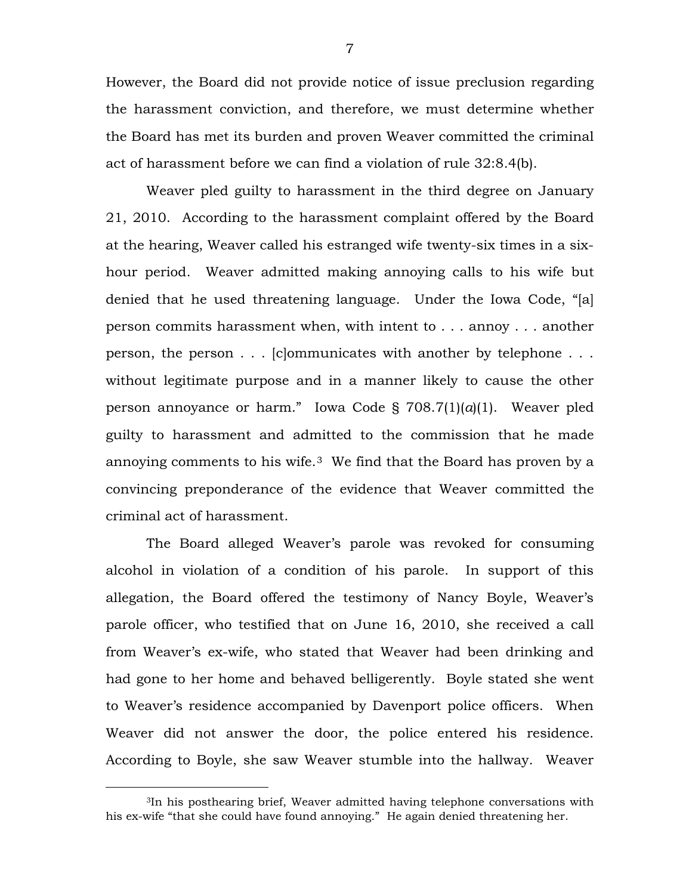However, the Board did not provide notice of issue preclusion regarding the harassment conviction, and therefore, we must determine whether the Board has met its burden and proven Weaver committed the criminal act of harassment before we can find a violation of rule 32:8.4(b).

Weaver pled guilty to harassment in the third degree on January 21, 2010. According to the harassment complaint offered by the Board at the hearing, Weaver called his estranged wife twenty-six times in a six-hour period. Weaver admitted making annoying calls to his wife but denied that he used threatening language. Under the Iowa Code, "[a] person commits harassment when, with intent to . . . annoy . . . another person, the person . . . [c]ommunicates with another by telephone . . . without legitimate purpose and in a manner likely to cause the other person annoyance or harm." Iowa Code § 708.7(1)(*a*)(1). Weaver pled guilty to harassment and admitted to the commission that he made annoying comments to his wife.[3] We find that the Board has proven by a convincing preponderance of the evidence that Weaver committed the criminal act of harassment.

The Board alleged Weaver's parole was revoked for consuming alcohol in violation of a condition of his parole. In support of this allegation, the Board offered the testimony of Nancy Boyle, Weaver's parole officer, who testified that on June 16, 2010, she received a call from Weaver's ex-wife, who stated that Weaver had been drinking and had gone to her home and behaved belligerently. Boyle stated she went to Weaver's residence accompanied by Davenport police officers. When Weaver did not answer the door, the police entered his residence. According to Boyle, she saw Weaver stumble into the hallway. Weaver

---

[3]In his posthearing brief, Weaver admitted having telephone conversations with his ex-wife "that she could have found annoying." He again denied threatening her.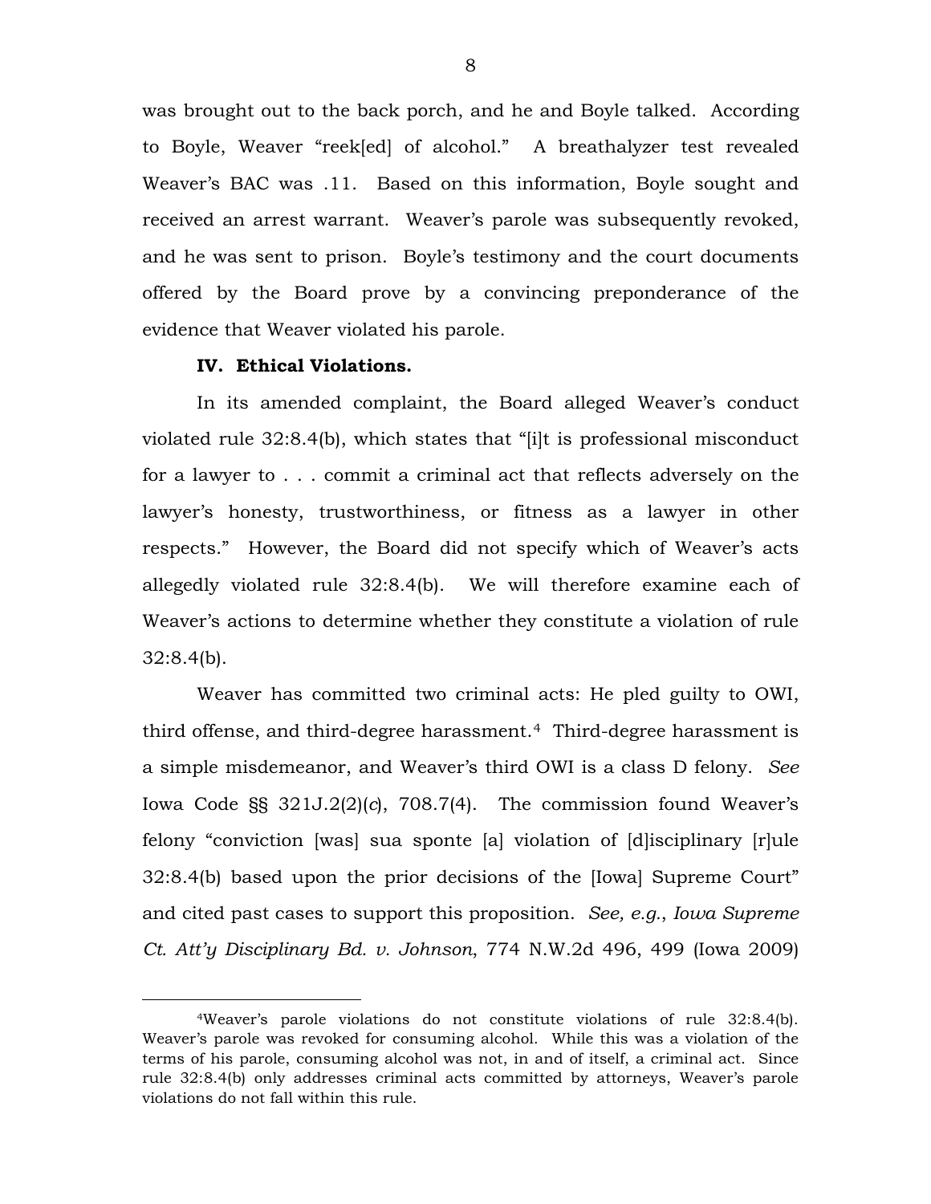was brought out to the back porch, and he and Boyle talked. According to Boyle, Weaver "reek[ed] of alcohol." A breathalyzer test revealed Weaver's BAC was .11. Based on this information, Boyle sought and received an arrest warrant. Weaver's parole was subsequently revoked, and he was sent to prison. Boyle's testimony and the court documents offered by the Board prove by a convincing preponderance of the evidence that Weaver violated his parole.

**IV. Ethical Violations.**

In its amended complaint, the Board alleged Weaver's conduct violated rule 32:8.4(b), which states that "[i]t is professional misconduct for a lawyer to . . . commit a criminal act that reflects adversely on the lawyer's honesty, trustworthiness, or fitness as a lawyer in other respects." However, the Board did not specify which of Weaver's acts allegedly violated rule 32:8.4(b). We will therefore examine each of Weaver's actions to determine whether they constitute a violation of rule 32:8.4(b).

Weaver has committed two criminal acts: He pled guilty to OWI, third offense, and third-degree harassment.[4] Third-degree harassment is a simple misdemeanor, and Weaver's third OWI is a class D felony. *See* Iowa Code §§ 321J.2(2)(*c*), 708.7(4). The commission found Weaver's felony "conviction [was] sua sponte [a] violation of [d]isciplinary [r]ule 32:8.4(b) based upon the prior decisions of the [Iowa] Supreme Court" and cited past cases to support this proposition. *See, e.g.*, *Iowa Supreme Ct. Att'y Disciplinary Bd. v. Johnson*, 774 N.W.2d 496, 499 (Iowa 2009)

---

[4]Weaver's parole violations do not constitute violations of rule 32:8.4(b). Weaver's parole was revoked for consuming alcohol. While this was a violation of the terms of his parole, consuming alcohol was not, in and of itself, a criminal act. Since rule 32:8.4(b) only addresses criminal acts committed by attorneys, Weaver's parole violations do not fall within this rule.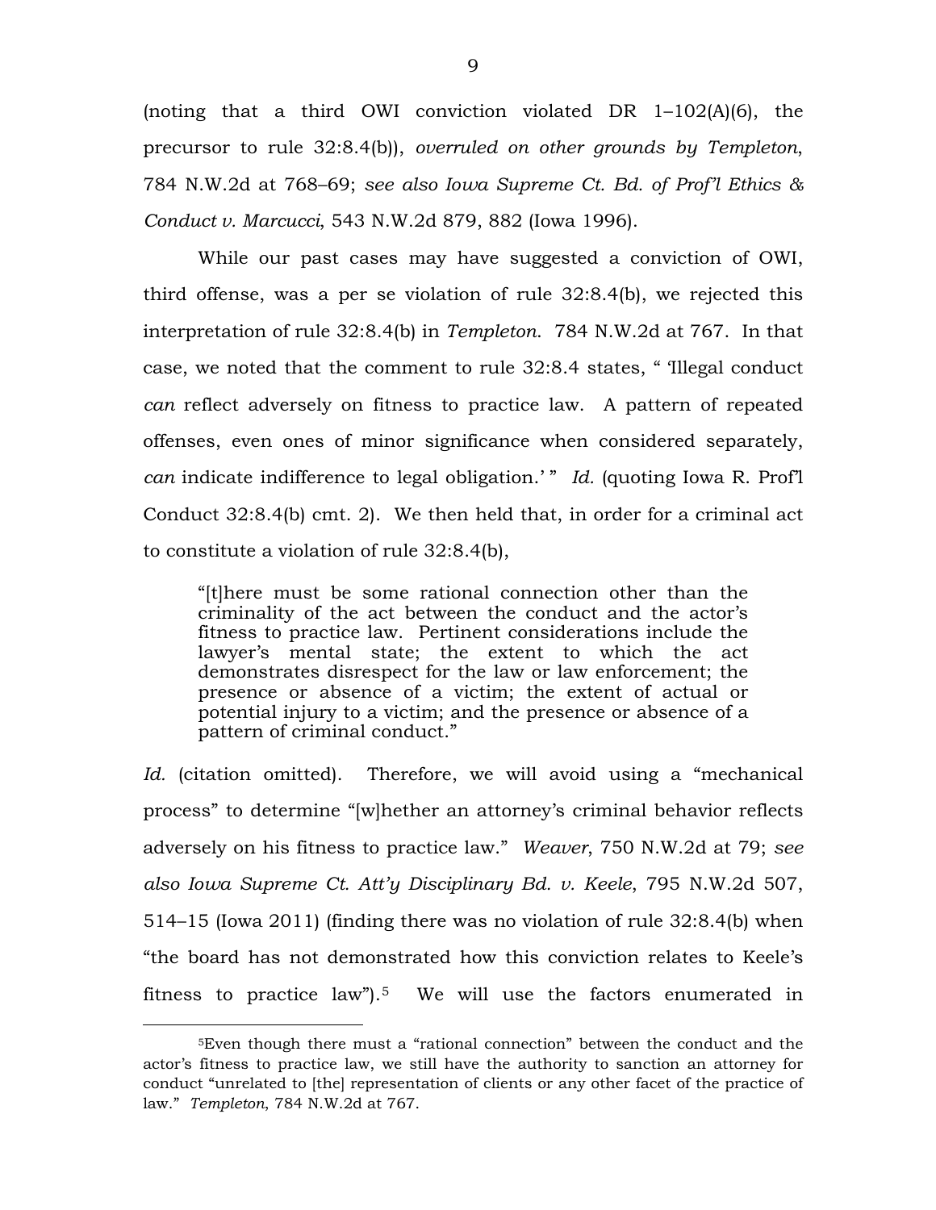(noting that a third OWI conviction violated DR 1–102(A)(6), the precursor to rule 32:8.4(b)), *overruled on other grounds by Templeton*, 784 N.W.2d at 768–69; *see also Iowa Supreme Ct. Bd. of Prof'l Ethics & Conduct v. Marcucci*, 543 N.W.2d 879, 882 (Iowa 1996).

While our past cases may have suggested a conviction of OWI, third offense, was a per se violation of rule 32:8.4(b), we rejected this interpretation of rule 32:8.4(b) in *Templeton*. 784 N.W.2d at 767. In that case, we noted that the comment to rule 32:8.4 states, " 'Illegal conduct *can* reflect adversely on fitness to practice law. A pattern of repeated offenses, even ones of minor significance when considered separately, *can* indicate indifference to legal obligation.' " *Id.* (quoting Iowa R. Prof'l Conduct 32:8.4(b) cmt. 2). We then held that, in order for a criminal act to constitute a violation of rule 32:8.4(b),

> "[t]here must be some rational connection other than the criminality of the act between the conduct and the actor's fitness to practice law. Pertinent considerations include the lawyer's mental state; the extent to which the act demonstrates disrespect for the law or law enforcement; the presence or absence of a victim; the extent of actual or potential injury to a victim; and the presence or absence of a pattern of criminal conduct."

*Id.* (citation omitted). Therefore, we will avoid using a "mechanical process" to determine "[w]hether an attorney's criminal behavior reflects adversely on his fitness to practice law." *Weaver*, 750 N.W.2d at 79; *see also Iowa Supreme Ct. Att'y Disciplinary Bd. v. Keele*, 795 N.W.2d 507, 514–15 (Iowa 2011) (finding there was no violation of rule 32:8.4(b) when "the board has not demonstrated how this conviction relates to Keele's fitness to practice law").[5] We will use the factors enumerated in

---

[5]Even though there must a "rational connection" between the conduct and the actor's fitness to practice law, we still have the authority to sanction an attorney for conduct "unrelated to [the] representation of clients or any other facet of the practice of law." *Templeton*, 784 N.W.2d at 767.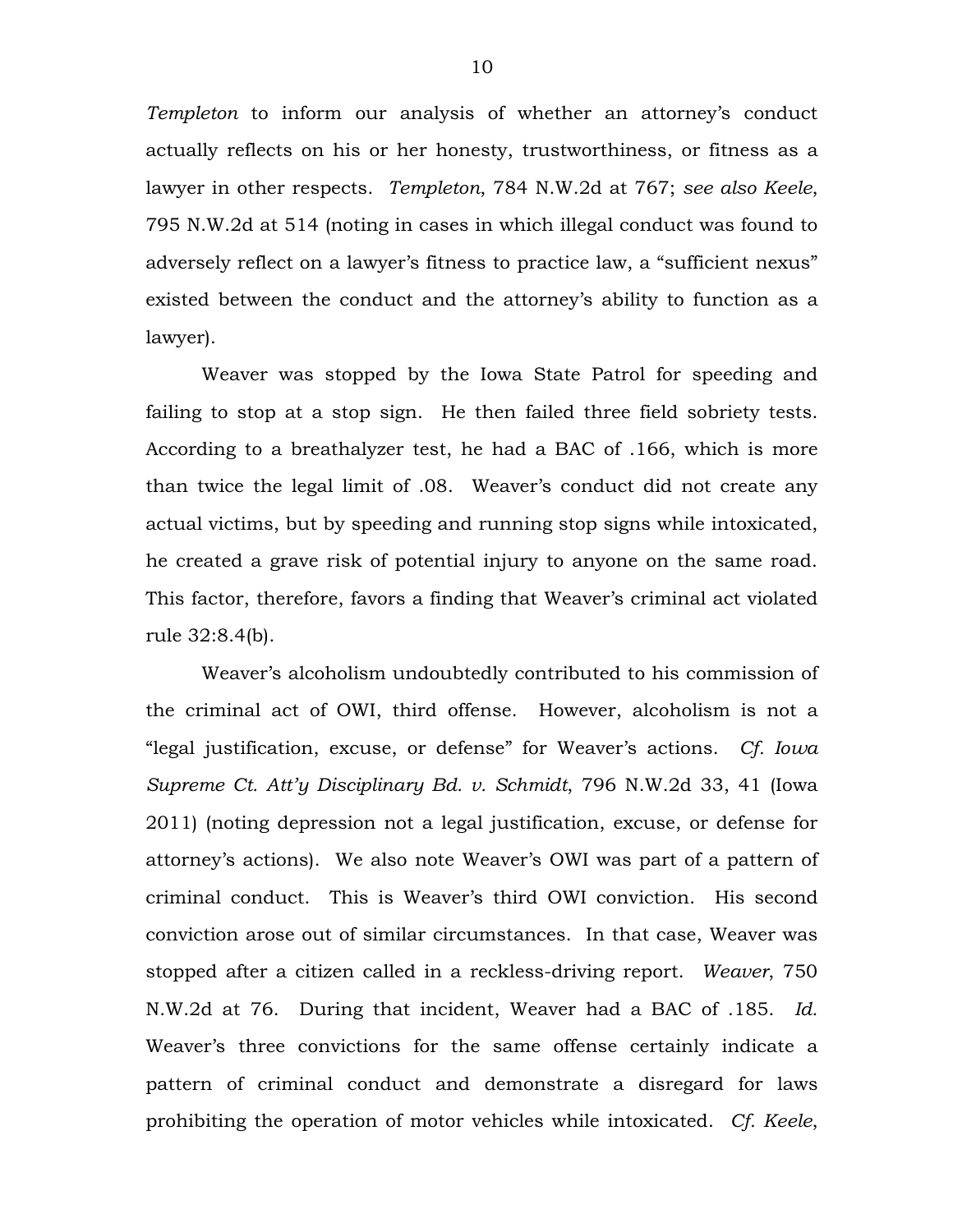*Templeton* to inform our analysis of whether an attorney's conduct actually reflects on his or her honesty, trustworthiness, or fitness as a lawyer in other respects. *Templeton*, 784 N.W.2d at 767; *see also Keele*, 795 N.W.2d at 514 (noting in cases in which illegal conduct was found to adversely reflect on a lawyer's fitness to practice law, a "sufficient nexus" existed between the conduct and the attorney's ability to function as a lawyer).

Weaver was stopped by the Iowa State Patrol for speeding and failing to stop at a stop sign. He then failed three field sobriety tests. According to a breathalyzer test, he had a BAC of .166, which is more than twice the legal limit of .08. Weaver's conduct did not create any actual victims, but by speeding and running stop signs while intoxicated, he created a grave risk of potential injury to anyone on the same road. This factor, therefore, favors a finding that Weaver's criminal act violated rule 32:8.4(b).

Weaver's alcoholism undoubtedly contributed to his commission of the criminal act of OWI, third offense. However, alcoholism is not a "legal justification, excuse, or defense" for Weaver's actions. *Cf. Iowa Supreme Ct. Att'y Disciplinary Bd. v. Schmidt*, 796 N.W.2d 33, 41 (Iowa 2011) (noting depression not a legal justification, excuse, or defense for attorney's actions). We also note Weaver's OWI was part of a pattern of criminal conduct. This is Weaver's third OWI conviction. His second conviction arose out of similar circumstances. In that case, Weaver was stopped after a citizen called in a reckless-driving report. *Weaver*, 750 N.W.2d at 76. During that incident, Weaver had a BAC of .185. *Id.* Weaver's three convictions for the same offense certainly indicate a pattern of criminal conduct and demonstrate a disregard for laws prohibiting the operation of motor vehicles while intoxicated. *Cf. Keele*,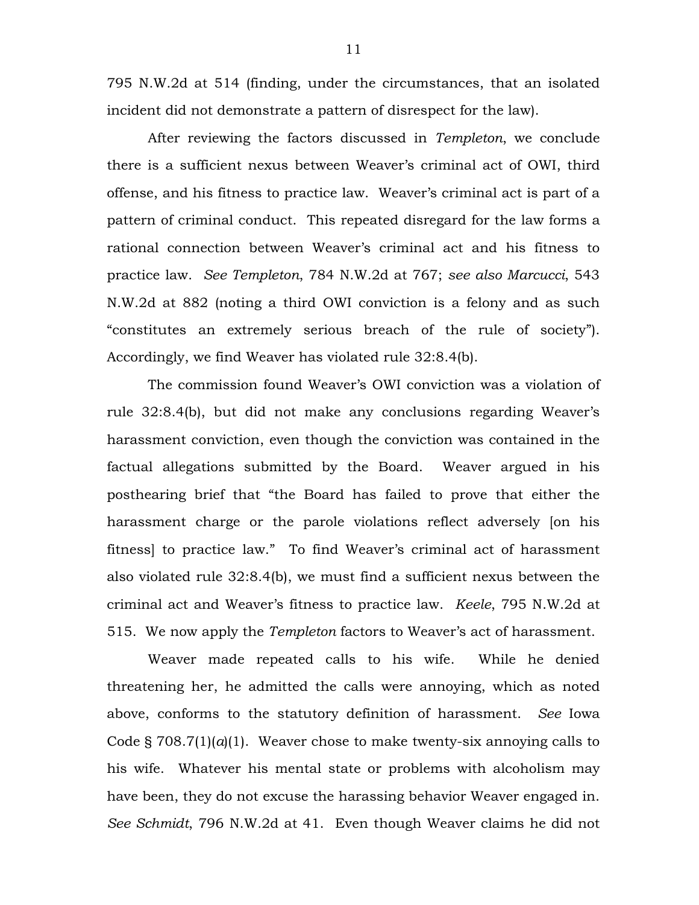795 N.W.2d at 514 (finding, under the circumstances, that an isolated incident did not demonstrate a pattern of disrespect for the law).

After reviewing the factors discussed in *Templeton*, we conclude there is a sufficient nexus between Weaver's criminal act of OWI, third offense, and his fitness to practice law. Weaver's criminal act is part of a pattern of criminal conduct. This repeated disregard for the law forms a rational connection between Weaver's criminal act and his fitness to practice law. *See Templeton*, 784 N.W.2d at 767; *see also Marcucci*, 543 N.W.2d at 882 (noting a third OWI conviction is a felony and as such "constitutes an extremely serious breach of the rule of society"). Accordingly, we find Weaver has violated rule 32:8.4(b).

The commission found Weaver's OWI conviction was a violation of rule 32:8.4(b), but did not make any conclusions regarding Weaver's harassment conviction, even though the conviction was contained in the factual allegations submitted by the Board. Weaver argued in his posthearing brief that "the Board has failed to prove that either the harassment charge or the parole violations reflect adversely [on his fitness] to practice law." To find Weaver's criminal act of harassment also violated rule 32:8.4(b), we must find a sufficient nexus between the criminal act and Weaver's fitness to practice law. *Keele*, 795 N.W.2d at 515. We now apply the *Templeton* factors to Weaver's act of harassment.

Weaver made repeated calls to his wife. While he denied threatening her, he admitted the calls were annoying, which as noted above, conforms to the statutory definition of harassment. *See* Iowa Code § 708.7(1)(*a*)(1). Weaver chose to make twenty-six annoying calls to his wife. Whatever his mental state or problems with alcoholism may have been, they do not excuse the harassing behavior Weaver engaged in. *See Schmidt*, 796 N.W.2d at 41. Even though Weaver claims he did not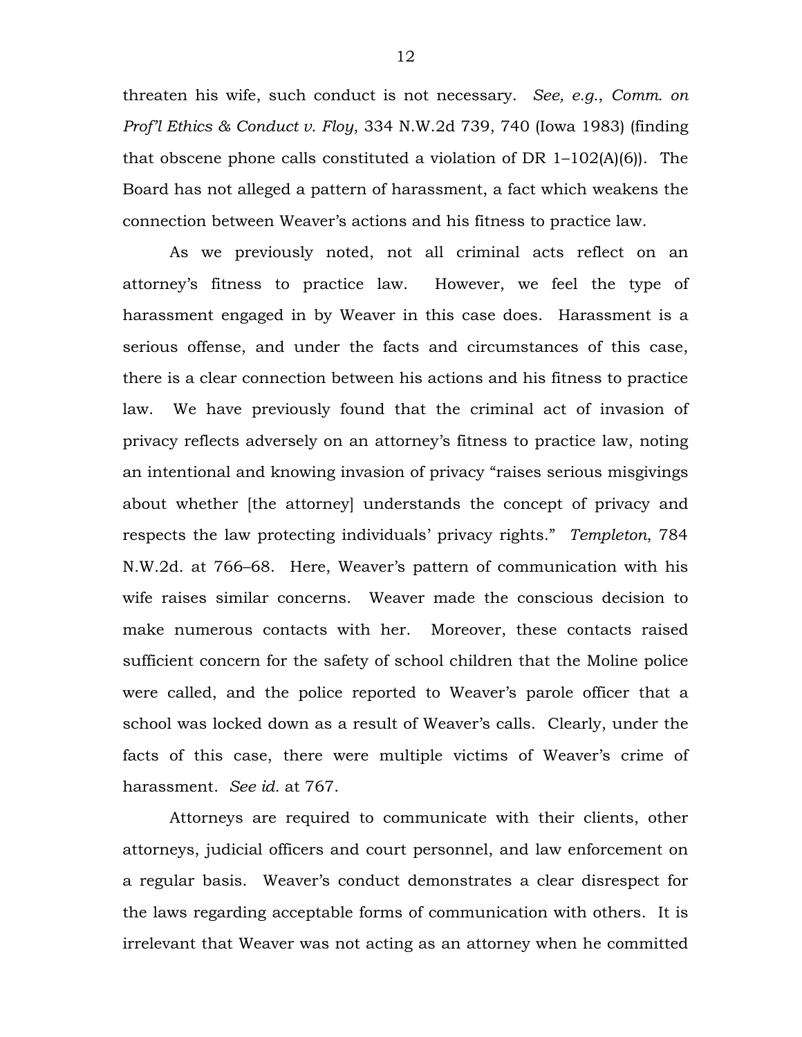threaten his wife, such conduct is not necessary. *See, e.g.*, *Comm. on Prof'l Ethics & Conduct v. Floy*, 334 N.W.2d 739, 740 (Iowa 1983) (finding that obscene phone calls constituted a violation of DR 1–102(A)(6)). The Board has not alleged a pattern of harassment, a fact which weakens the connection between Weaver's actions and his fitness to practice law.

As we previously noted, not all criminal acts reflect on an attorney's fitness to practice law. However, we feel the type of harassment engaged in by Weaver in this case does. Harassment is a serious offense, and under the facts and circumstances of this case, there is a clear connection between his actions and his fitness to practice law. We have previously found that the criminal act of invasion of privacy reflects adversely on an attorney's fitness to practice law, noting an intentional and knowing invasion of privacy "raises serious misgivings about whether [the attorney] understands the concept of privacy and respects the law protecting individuals' privacy rights." *Templeton*, 784 N.W.2d. at 766–68. Here, Weaver's pattern of communication with his wife raises similar concerns. Weaver made the conscious decision to make numerous contacts with her. Moreover, these contacts raised sufficient concern for the safety of school children that the Moline police were called, and the police reported to Weaver's parole officer that a school was locked down as a result of Weaver's calls. Clearly, under the facts of this case, there were multiple victims of Weaver's crime of harassment. *See id.* at 767.

Attorneys are required to communicate with their clients, other attorneys, judicial officers and court personnel, and law enforcement on a regular basis. Weaver's conduct demonstrates a clear disrespect for the laws regarding acceptable forms of communication with others. It is irrelevant that Weaver was not acting as an attorney when he committed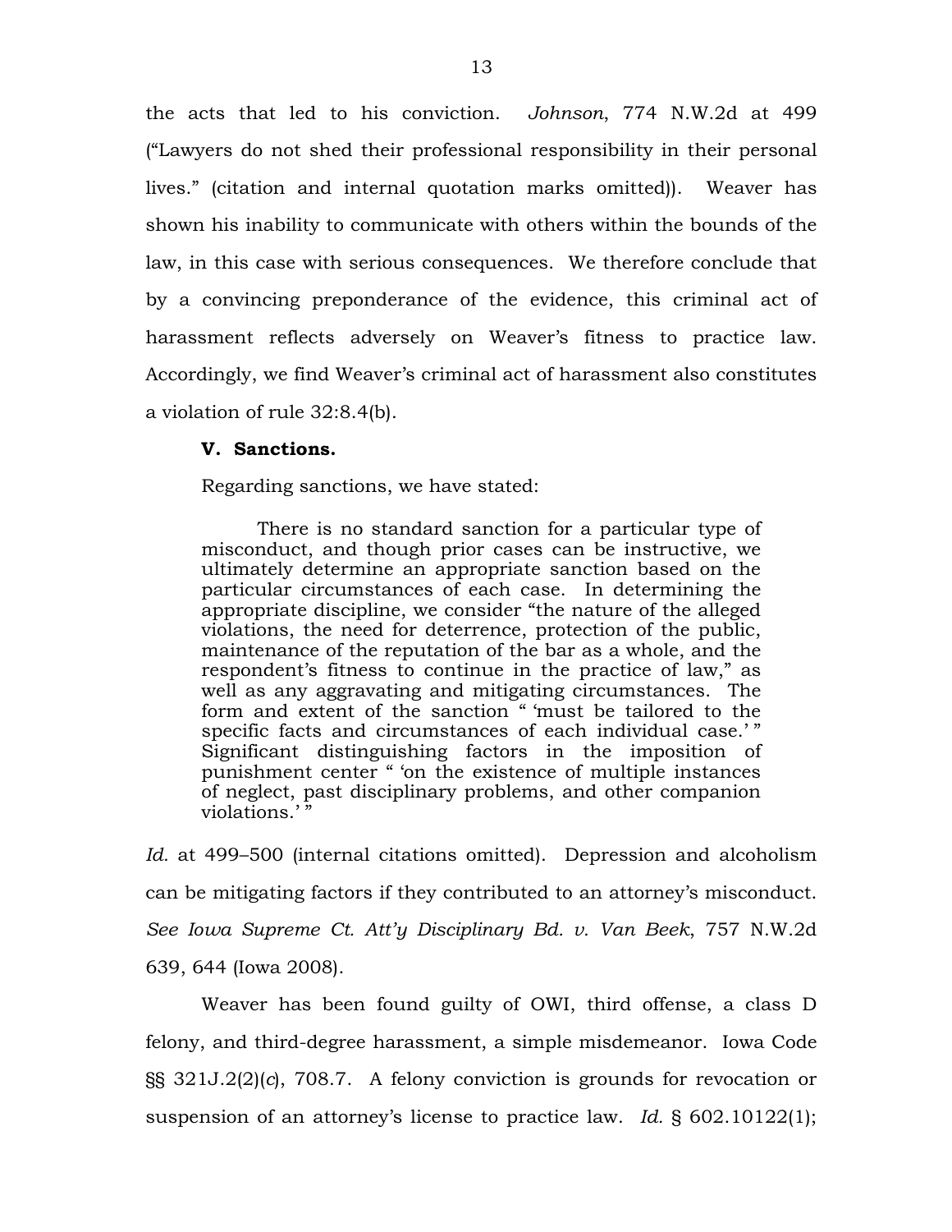the acts that led to his conviction. *Johnson*, 774 N.W.2d at 499 ("Lawyers do not shed their professional responsibility in their personal lives." (citation and internal quotation marks omitted)). Weaver has shown his inability to communicate with others within the bounds of the law, in this case with serious consequences. We therefore conclude that by a convincing preponderance of the evidence, this criminal act of harassment reflects adversely on Weaver's fitness to practice law. Accordingly, we find Weaver's criminal act of harassment also constitutes a violation of rule 32:8.4(b).

## V. Sanctions.

Regarding sanctions, we have stated:

> There is no standard sanction for a particular type of misconduct, and though prior cases can be instructive, we ultimately determine an appropriate sanction based on the particular circumstances of each case. In determining the appropriate discipline, we consider "the nature of the alleged violations, the need for deterrence, protection of the public, maintenance of the reputation of the bar as a whole, and the respondent's fitness to continue in the practice of law," as well as any aggravating and mitigating circumstances. The form and extent of the sanction " 'must be tailored to the specific facts and circumstances of each individual case.' " Significant distinguishing factors in the imposition of punishment center " 'on the existence of multiple instances of neglect, past disciplinary problems, and other companion violations.' "

*Id.* at 499–500 (internal citations omitted). Depression and alcoholism can be mitigating factors if they contributed to an attorney's misconduct. *See Iowa Supreme Ct. Att'y Disciplinary Bd. v. Van Beek*, 757 N.W.2d 639, 644 (Iowa 2008).

Weaver has been found guilty of OWI, third offense, a class D felony, and third-degree harassment, a simple misdemeanor. Iowa Code §§ 321J.2(2)(*c*), 708.7. A felony conviction is grounds for revocation or suspension of an attorney's license to practice law. *Id.* § 602.10122(1);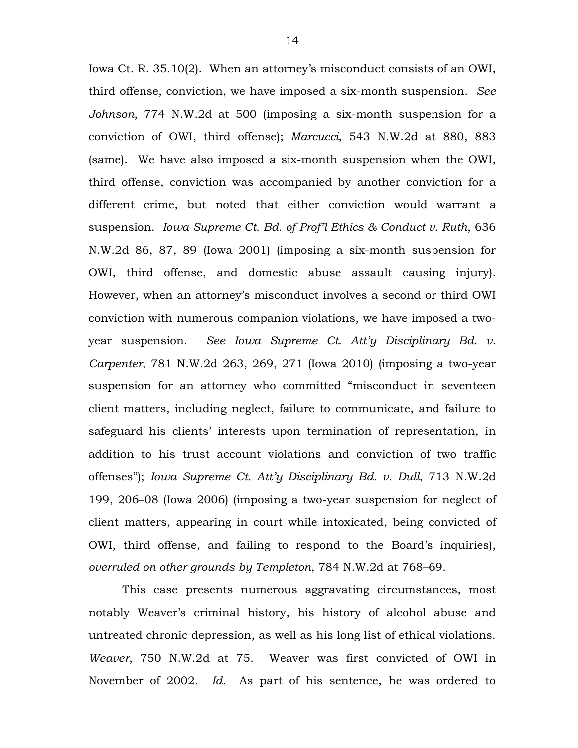Iowa Ct. R. 35.10(2). When an attorney's misconduct consists of an OWI, third offense, conviction, we have imposed a six-month suspension. *See Johnson*, 774 N.W.2d at 500 (imposing a six-month suspension for a conviction of OWI, third offense); *Marcucci*, 543 N.W.2d at 880, 883 (same). We have also imposed a six-month suspension when the OWI, third offense, conviction was accompanied by another conviction for a different crime, but noted that either conviction would warrant a suspension. *Iowa Supreme Ct. Bd. of Prof'l Ethics & Conduct v. Ruth*, 636 N.W.2d 86, 87, 89 (Iowa 2001) (imposing a six-month suspension for OWI, third offense, and domestic abuse assault causing injury). However, when an attorney's misconduct involves a second or third OWI conviction with numerous companion violations, we have imposed a two-year suspension. *See Iowa Supreme Ct. Att'y Disciplinary Bd. v. Carpenter*, 781 N.W.2d 263, 269, 271 (Iowa 2010) (imposing a two-year suspension for an attorney who committed "misconduct in seventeen client matters, including neglect, failure to communicate, and failure to safeguard his clients' interests upon termination of representation, in addition to his trust account violations and conviction of two traffic offenses"); *Iowa Supreme Ct. Att'y Disciplinary Bd. v. Dull*, 713 N.W.2d 199, 206–08 (Iowa 2006) (imposing a two-year suspension for neglect of client matters, appearing in court while intoxicated, being convicted of OWI, third offense, and failing to respond to the Board's inquiries), *overruled on other grounds by Templeton*, 784 N.W.2d at 768–69.

This case presents numerous aggravating circumstances, most notably Weaver's criminal history, his history of alcohol abuse and untreated chronic depression, as well as his long list of ethical violations. *Weaver*, 750 N.W.2d at 75. Weaver was first convicted of OWI in November of 2002. *Id.* As part of his sentence, he was ordered to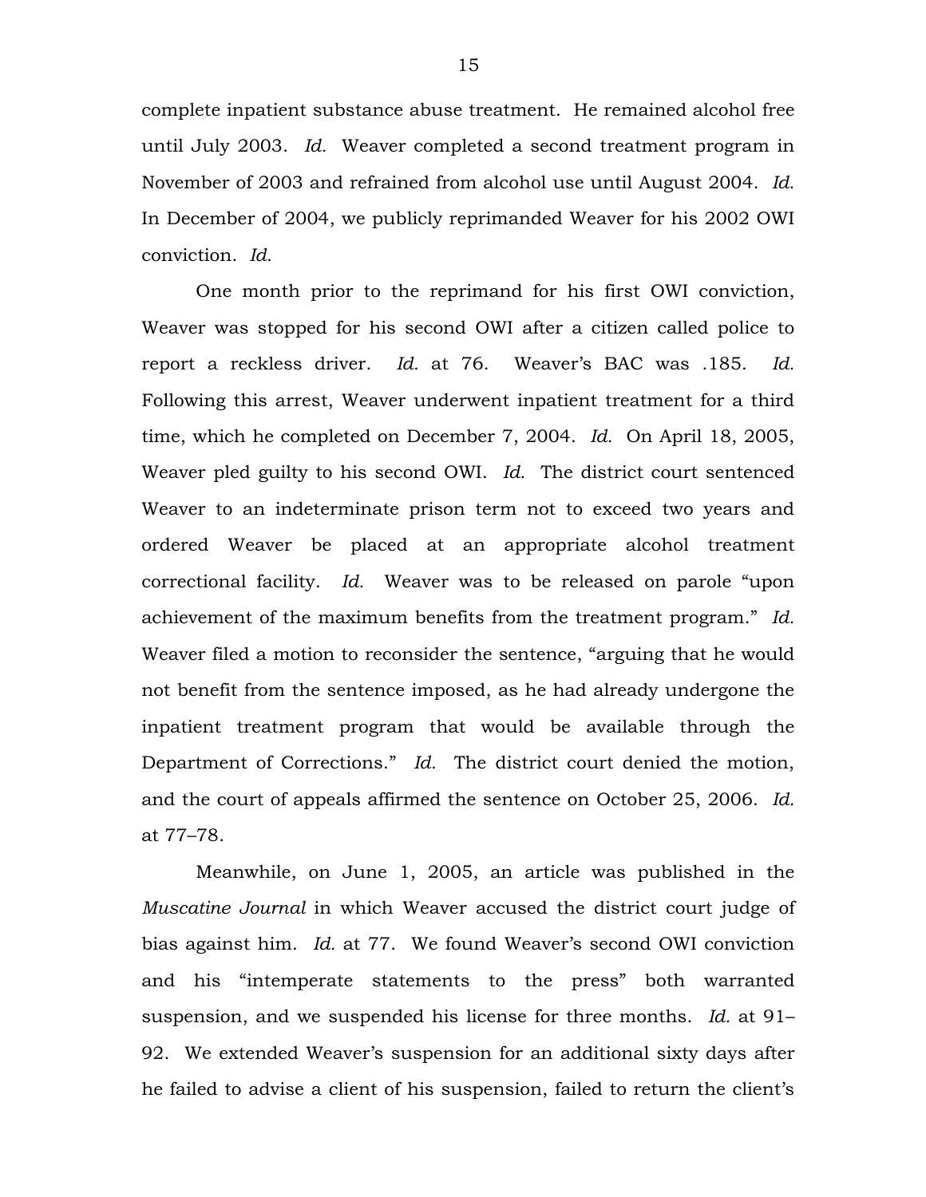complete inpatient substance abuse treatment. He remained alcohol free until July 2003. *Id.* Weaver completed a second treatment program in November of 2003 and refrained from alcohol use until August 2004. *Id.* In December of 2004, we publicly reprimanded Weaver for his 2002 OWI conviction. *Id.*

One month prior to the reprimand for his first OWI conviction, Weaver was stopped for his second OWI after a citizen called police to report a reckless driver. *Id.* at 76. Weaver's BAC was .185. *Id.* Following this arrest, Weaver underwent inpatient treatment for a third time, which he completed on December 7, 2004. *Id.* On April 18, 2005, Weaver pled guilty to his second OWI. *Id.* The district court sentenced Weaver to an indeterminate prison term not to exceed two years and ordered Weaver be placed at an appropriate alcohol treatment correctional facility. *Id.* Weaver was to be released on parole "upon achievement of the maximum benefits from the treatment program." *Id.* Weaver filed a motion to reconsider the sentence, "arguing that he would not benefit from the sentence imposed, as he had already undergone the inpatient treatment program that would be available through the Department of Corrections." *Id.* The district court denied the motion, and the court of appeals affirmed the sentence on October 25, 2006. *Id.* at 77–78.

Meanwhile, on June 1, 2005, an article was published in the *Muscatine Journal* in which Weaver accused the district court judge of bias against him. *Id.* at 77. We found Weaver's second OWI conviction and his "intemperate statements to the press" both warranted suspension, and we suspended his license for three months. *Id.* at 91–92. We extended Weaver's suspension for an additional sixty days after he failed to advise a client of his suspension, failed to return the client's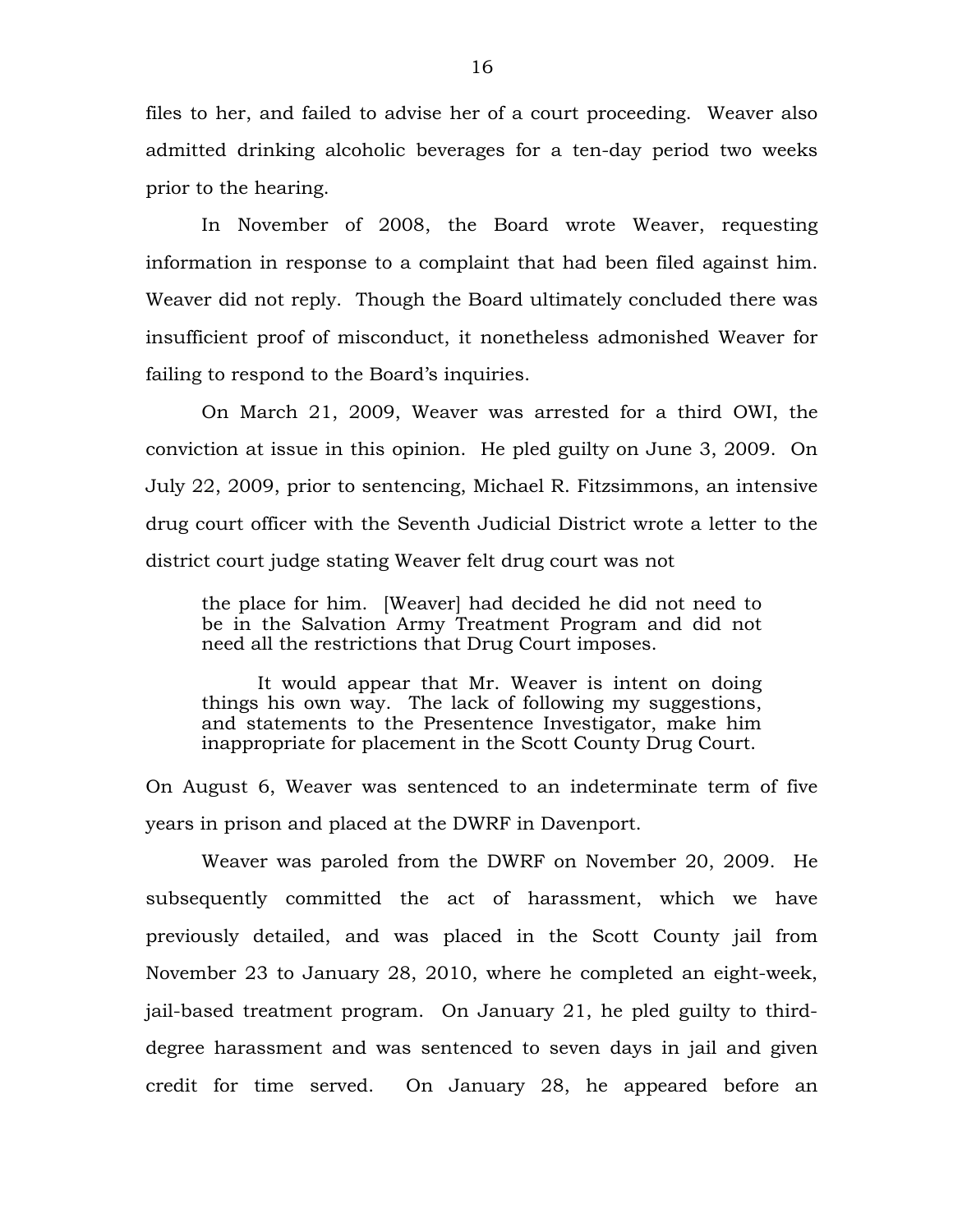files to her, and failed to advise her of a court proceeding. Weaver also admitted drinking alcoholic beverages for a ten-day period two weeks prior to the hearing.

In November of 2008, the Board wrote Weaver, requesting information in response to a complaint that had been filed against him. Weaver did not reply. Though the Board ultimately concluded there was insufficient proof of misconduct, it nonetheless admonished Weaver for failing to respond to the Board's inquiries.

On March 21, 2009, Weaver was arrested for a third OWI, the conviction at issue in this opinion. He pled guilty on June 3, 2009. On July 22, 2009, prior to sentencing, Michael R. Fitzsimmons, an intensive drug court officer with the Seventh Judicial District wrote a letter to the district court judge stating Weaver felt drug court was not

> the place for him. [Weaver] had decided he did not need to be in the Salvation Army Treatment Program and did not need all the restrictions that Drug Court imposes.
>
> It would appear that Mr. Weaver is intent on doing things his own way. The lack of following my suggestions, and statements to the Presentence Investigator, make him inappropriate for placement in the Scott County Drug Court.

On August 6, Weaver was sentenced to an indeterminate term of five years in prison and placed at the DWRF in Davenport.

Weaver was paroled from the DWRF on November 20, 2009. He subsequently committed the act of harassment, which we have previously detailed, and was placed in the Scott County jail from November 23 to January 28, 2010, where he completed an eight-week, jail-based treatment program. On January 21, he pled guilty to third-degree harassment and was sentenced to seven days in jail and given credit for time served. On January 28, he appeared before an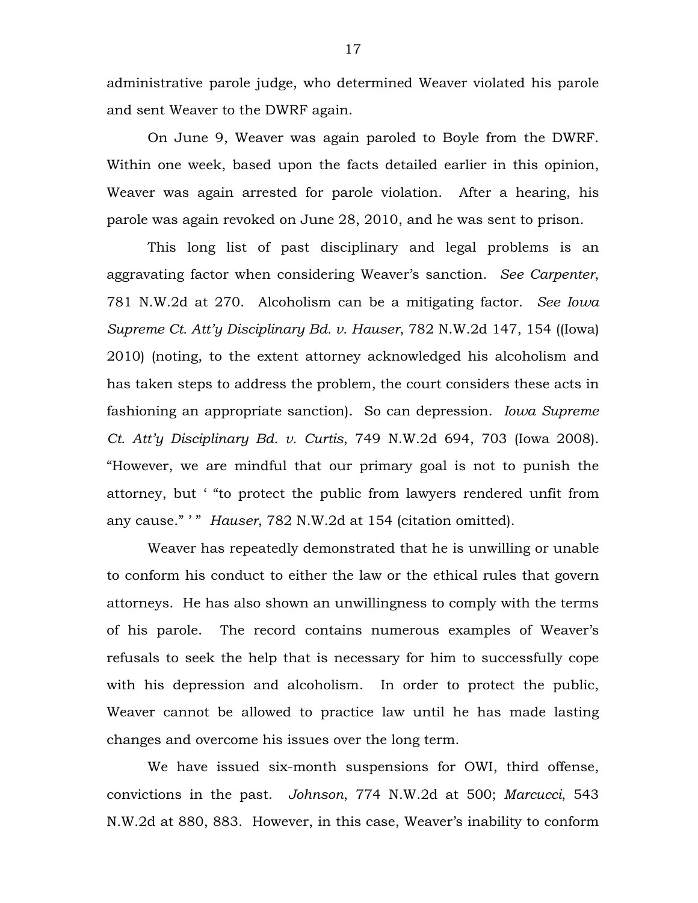administrative parole judge, who determined Weaver violated his parole and sent Weaver to the DWRF again.

On June 9, Weaver was again paroled to Boyle from the DWRF. Within one week, based upon the facts detailed earlier in this opinion, Weaver was again arrested for parole violation. After a hearing, his parole was again revoked on June 28, 2010, and he was sent to prison.

This long list of past disciplinary and legal problems is an aggravating factor when considering Weaver's sanction. *See Carpenter*, 781 N.W.2d at 270. Alcoholism can be a mitigating factor. *See Iowa Supreme Ct. Att'y Disciplinary Bd. v. Hauser*, 782 N.W.2d 147, 154 ((Iowa) 2010) (noting, to the extent attorney acknowledged his alcoholism and has taken steps to address the problem, the court considers these acts in fashioning an appropriate sanction). So can depression. *Iowa Supreme Ct. Att'y Disciplinary Bd. v. Curtis*, 749 N.W.2d 694, 703 (Iowa 2008). "However, we are mindful that our primary goal is not to punish the attorney, but ' "to protect the public from lawyers rendered unfit from any cause." ' " *Hauser*, 782 N.W.2d at 154 (citation omitted).

Weaver has repeatedly demonstrated that he is unwilling or unable to conform his conduct to either the law or the ethical rules that govern attorneys. He has also shown an unwillingness to comply with the terms of his parole. The record contains numerous examples of Weaver's refusals to seek the help that is necessary for him to successfully cope with his depression and alcoholism. In order to protect the public, Weaver cannot be allowed to practice law until he has made lasting changes and overcome his issues over the long term.

We have issued six-month suspensions for OWI, third offense, convictions in the past. *Johnson*, 774 N.W.2d at 500; *Marcucci*, 543 N.W.2d at 880, 883. However, in this case, Weaver's inability to conform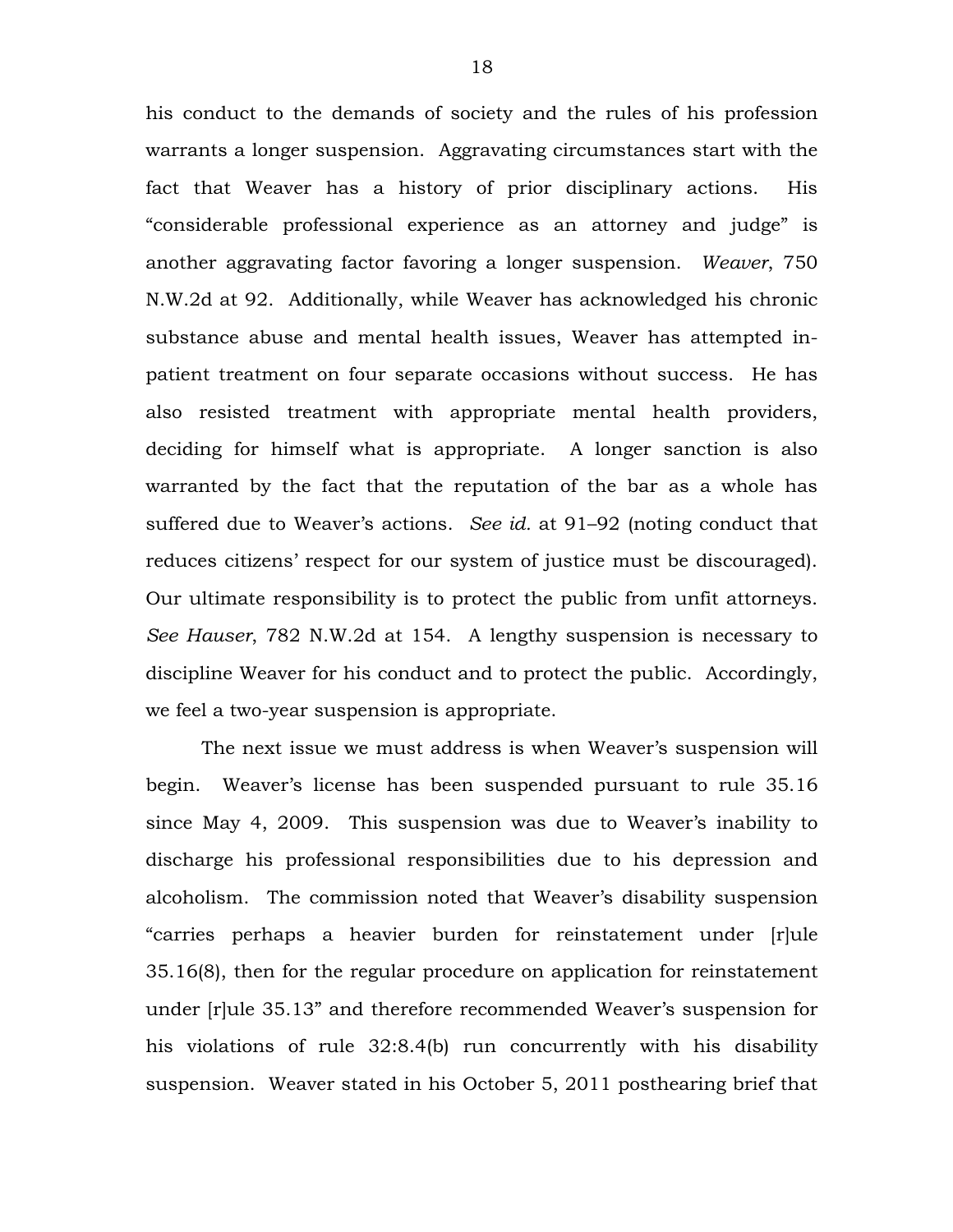his conduct to the demands of society and the rules of his profession warrants a longer suspension. Aggravating circumstances start with the fact that Weaver has a history of prior disciplinary actions. His "considerable professional experience as an attorney and judge" is another aggravating factor favoring a longer suspension. *Weaver*, 750 N.W.2d at 92. Additionally, while Weaver has acknowledged his chronic substance abuse and mental health issues, Weaver has attempted in-patient treatment on four separate occasions without success. He has also resisted treatment with appropriate mental health providers, deciding for himself what is appropriate. A longer sanction is also warranted by the fact that the reputation of the bar as a whole has suffered due to Weaver's actions. *See id.* at 91–92 (noting conduct that reduces citizens' respect for our system of justice must be discouraged). Our ultimate responsibility is to protect the public from unfit attorneys. *See Hauser*, 782 N.W.2d at 154. A lengthy suspension is necessary to discipline Weaver for his conduct and to protect the public. Accordingly, we feel a two-year suspension is appropriate.

The next issue we must address is when Weaver's suspension will begin. Weaver's license has been suspended pursuant to rule 35.16 since May 4, 2009. This suspension was due to Weaver's inability to discharge his professional responsibilities due to his depression and alcoholism. The commission noted that Weaver's disability suspension "carries perhaps a heavier burden for reinstatement under [r]ule 35.16(8), then for the regular procedure on application for reinstatement under [r]ule 35.13" and therefore recommended Weaver's suspension for his violations of rule 32:8.4(b) run concurrently with his disability suspension. Weaver stated in his October 5, 2011 posthearing brief that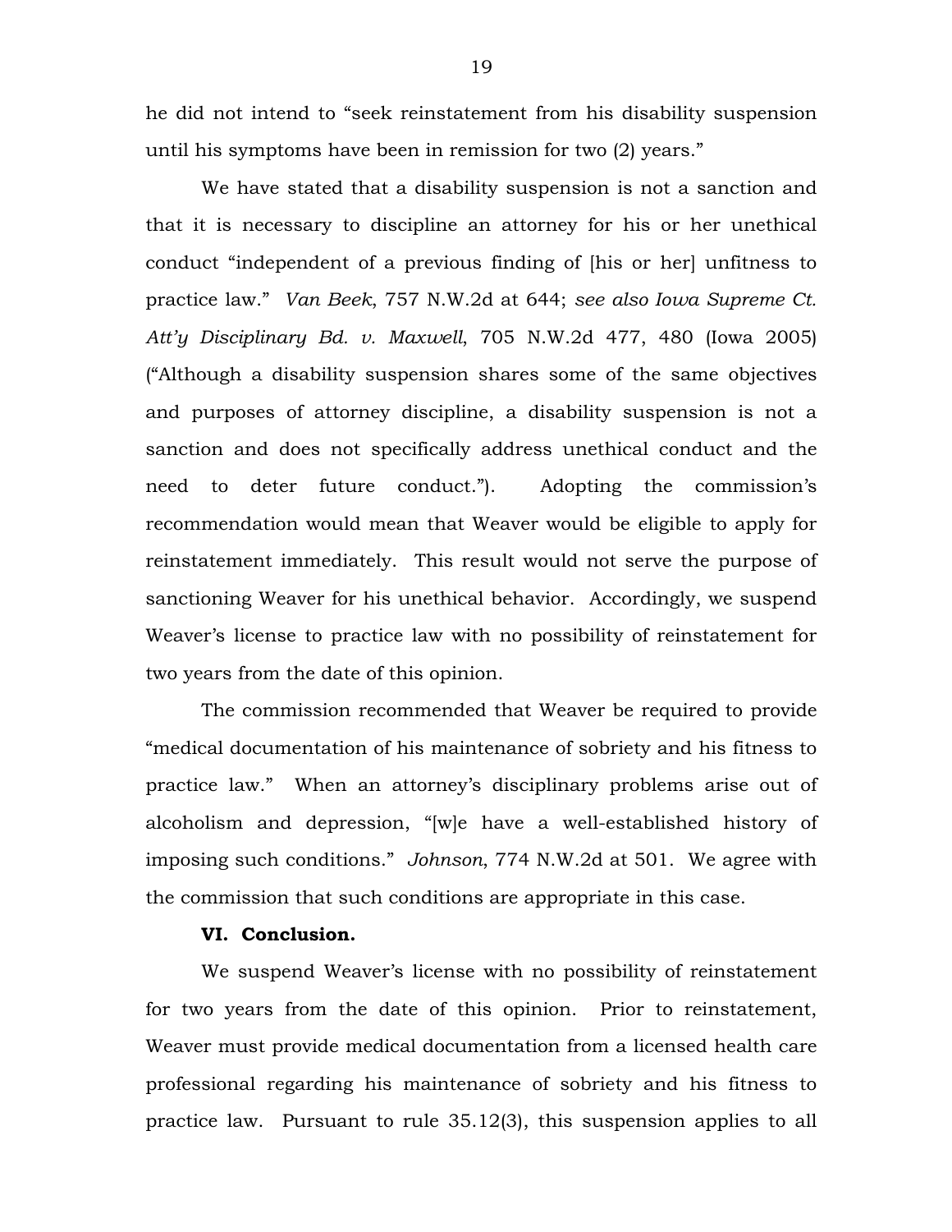he did not intend to "seek reinstatement from his disability suspension until his symptoms have been in remission for two (2) years."

We have stated that a disability suspension is not a sanction and that it is necessary to discipline an attorney for his or her unethical conduct "independent of a previous finding of [his or her] unfitness to practice law." *Van Beek*, 757 N.W.2d at 644; *see also Iowa Supreme Ct. Att'y Disciplinary Bd. v. Maxwell*, 705 N.W.2d 477, 480 (Iowa 2005) ("Although a disability suspension shares some of the same objectives and purposes of attorney discipline, a disability suspension is not a sanction and does not specifically address unethical conduct and the need to deter future conduct."). Adopting the commission's recommendation would mean that Weaver would be eligible to apply for reinstatement immediately. This result would not serve the purpose of sanctioning Weaver for his unethical behavior. Accordingly, we suspend Weaver's license to practice law with no possibility of reinstatement for two years from the date of this opinion.

The commission recommended that Weaver be required to provide "medical documentation of his maintenance of sobriety and his fitness to practice law." When an attorney's disciplinary problems arise out of alcoholism and depression, "[w]e have a well-established history of imposing such conditions." *Johnson*, 774 N.W.2d at 501. We agree with the commission that such conditions are appropriate in this case.

**VI. Conclusion.**

We suspend Weaver's license with no possibility of reinstatement for two years from the date of this opinion. Prior to reinstatement, Weaver must provide medical documentation from a licensed health care professional regarding his maintenance of sobriety and his fitness to practice law. Pursuant to rule 35.12(3), this suspension applies to all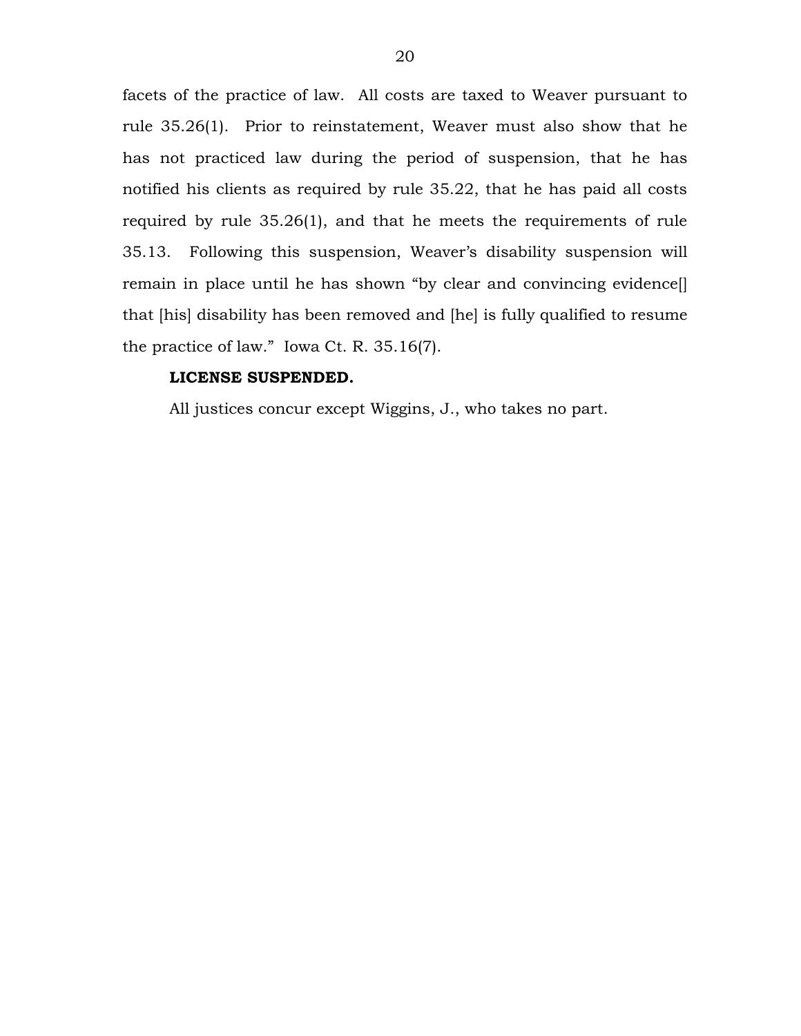facets of the practice of law. All costs are taxed to Weaver pursuant to rule 35.26(1). Prior to reinstatement, Weaver must also show that he has not practiced law during the period of suspension, that he has notified his clients as required by rule 35.22, that he has paid all costs required by rule 35.26(1), and that he meets the requirements of rule 35.13. Following this suspension, Weaver's disability suspension will remain in place until he has shown "by clear and convincing evidence[] that [his] disability has been removed and [he] is fully qualified to resume the practice of law." Iowa Ct. R. 35.16(7).

**LICENSE SUSPENDED.**

All justices concur except Wiggins, J., who takes no part.